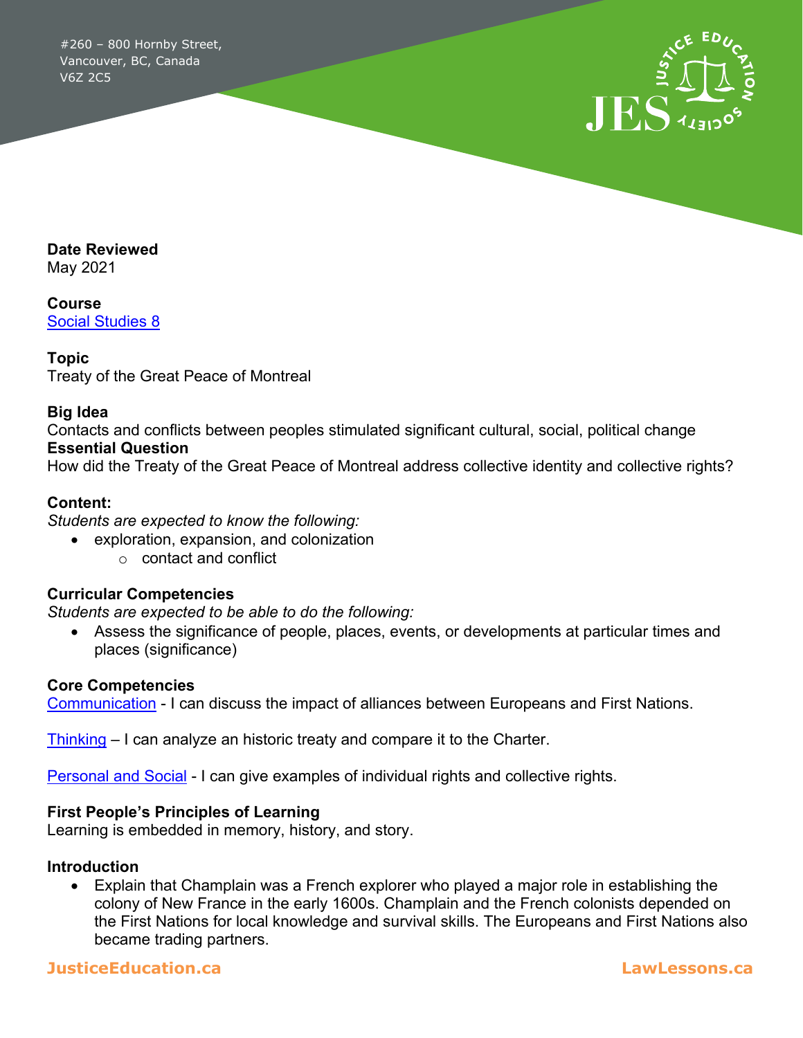#260 – 800 Hornby Street,
Vancouver, BC, Canada
V6Z 2C5

**Date Reviewed**
May 2021

**Course**
[Social Studies 8]()

**Topic**
Treaty of the Great Peace of Montreal

**Big Idea**
Contacts and conflicts between peoples stimulated significant cultural, social, political change

**Essential Question**
How did the Treaty of the Great Peace of Montreal address collective identity and collective rights?

**Content:**
*Students are expected to know the following:*

- exploration, expansion, and colonization
  - contact and conflict

**Curricular Competencies**
*Students are expected to be able to do the following:*

- Assess the significance of people, places, events, or developments at particular times and places (significance)

**Core Competencies**
[Communication]() - I can discuss the impact of alliances between Europeans and First Nations.

[Thinking]() – I can analyze an historic treaty and compare it to the Charter.

[Personal and Social]() - I can give examples of individual rights and collective rights.

**First People's Principles of Learning**
Learning is embedded in memory, history, and story.

**Introduction**

- Explain that Champlain was a French explorer who played a major role in establishing the colony of New France in the early 1600s. Champlain and the French colonists depended on the First Nations for local knowledge and survival skills. The Europeans and First Nations also became trading partners.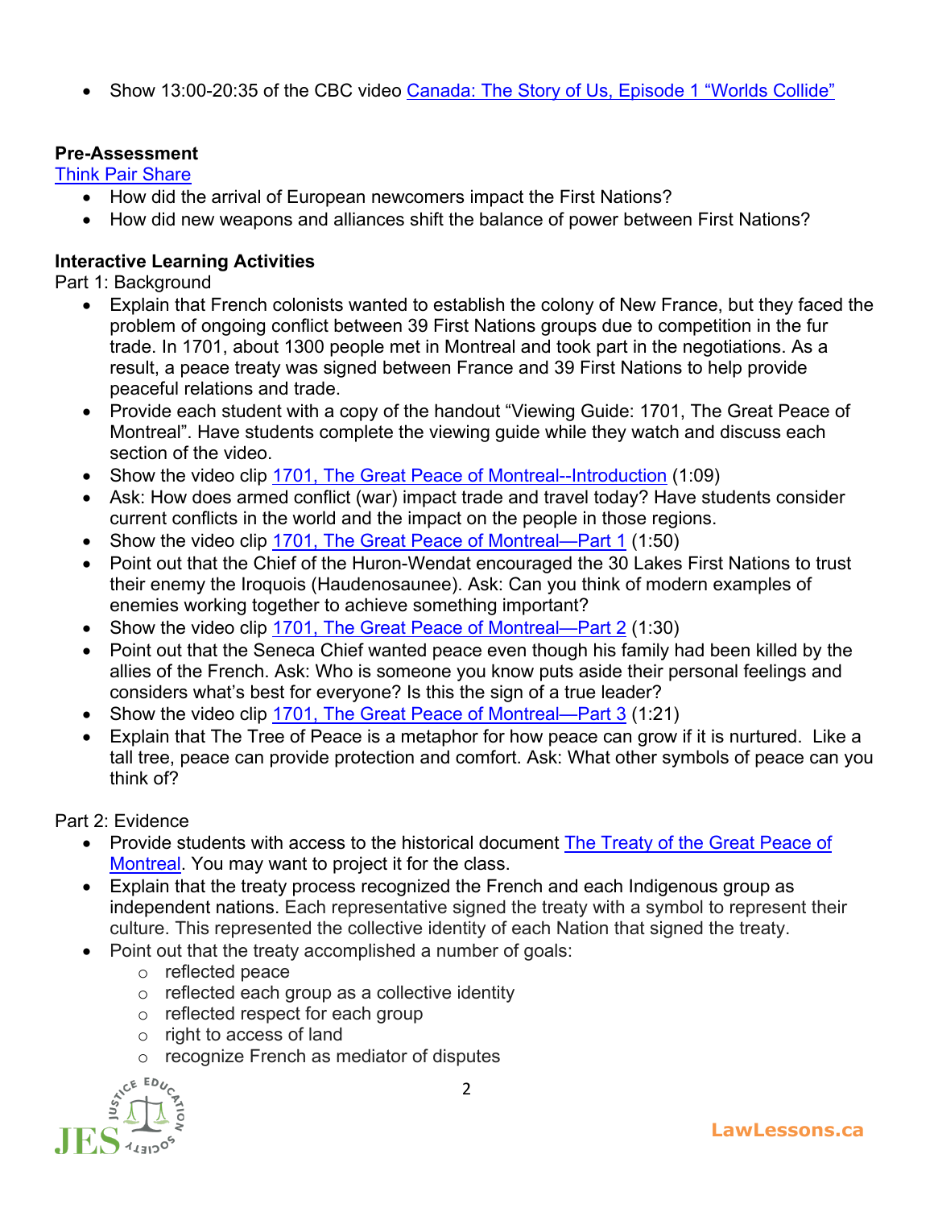- Show 13:00-20:35 of the CBC video Canada: The Story of Us, Episode 1 "Worlds Collide"

**Pre-Assessment**

Think Pair Share

- How did the arrival of European newcomers impact the First Nations?
- How did new weapons and alliances shift the balance of power between First Nations?

**Interactive Learning Activities**

Part 1: Background

- Explain that French colonists wanted to establish the colony of New France, but they faced the problem of ongoing conflict between 39 First Nations groups due to competition in the fur trade. In 1701, about 1300 people met in Montreal and took part in the negotiations. As a result, a peace treaty was signed between France and 39 First Nations to help provide peaceful relations and trade.
- Provide each student with a copy of the handout "Viewing Guide: 1701, The Great Peace of Montreal". Have students complete the viewing guide while they watch and discuss each section of the video.
- Show the video clip 1701, The Great Peace of Montreal--Introduction (1:09)
- Ask: How does armed conflict (war) impact trade and travel today? Have students consider current conflicts in the world and the impact on the people in those regions.
- Show the video clip 1701, The Great Peace of Montreal—Part 1 (1:50)
- Point out that the Chief of the Huron-Wendat encouraged the 30 Lakes First Nations to trust their enemy the Iroquois (Haudenosaunee). Ask: Can you think of modern examples of enemies working together to achieve something important?
- Show the video clip 1701, The Great Peace of Montreal—Part 2 (1:30)
- Point out that the Seneca Chief wanted peace even though his family had been killed by the allies of the French. Ask: Who is someone you know puts aside their personal feelings and considers what's best for everyone? Is this the sign of a true leader?
- Show the video clip 1701, The Great Peace of Montreal—Part 3 (1:21)
- Explain that The Tree of Peace is a metaphor for how peace can grow if it is nurtured. Like a tall tree, peace can provide protection and comfort. Ask: What other symbols of peace can you think of?

Part 2: Evidence

- Provide students with access to the historical document The Treaty of the Great Peace of Montreal. You may want to project it for the class.
- Explain that the treaty process recognized the French and each Indigenous group as independent nations. Each representative signed the treaty with a symbol to represent their culture. This represented the collective identity of each Nation that signed the treaty.
- Point out that the treaty accomplished a number of goals:
  - reflected peace
  - reflected each group as a collective identity
  - reflected respect for each group
  - right to access of land
  - recognize French as mediator of disputes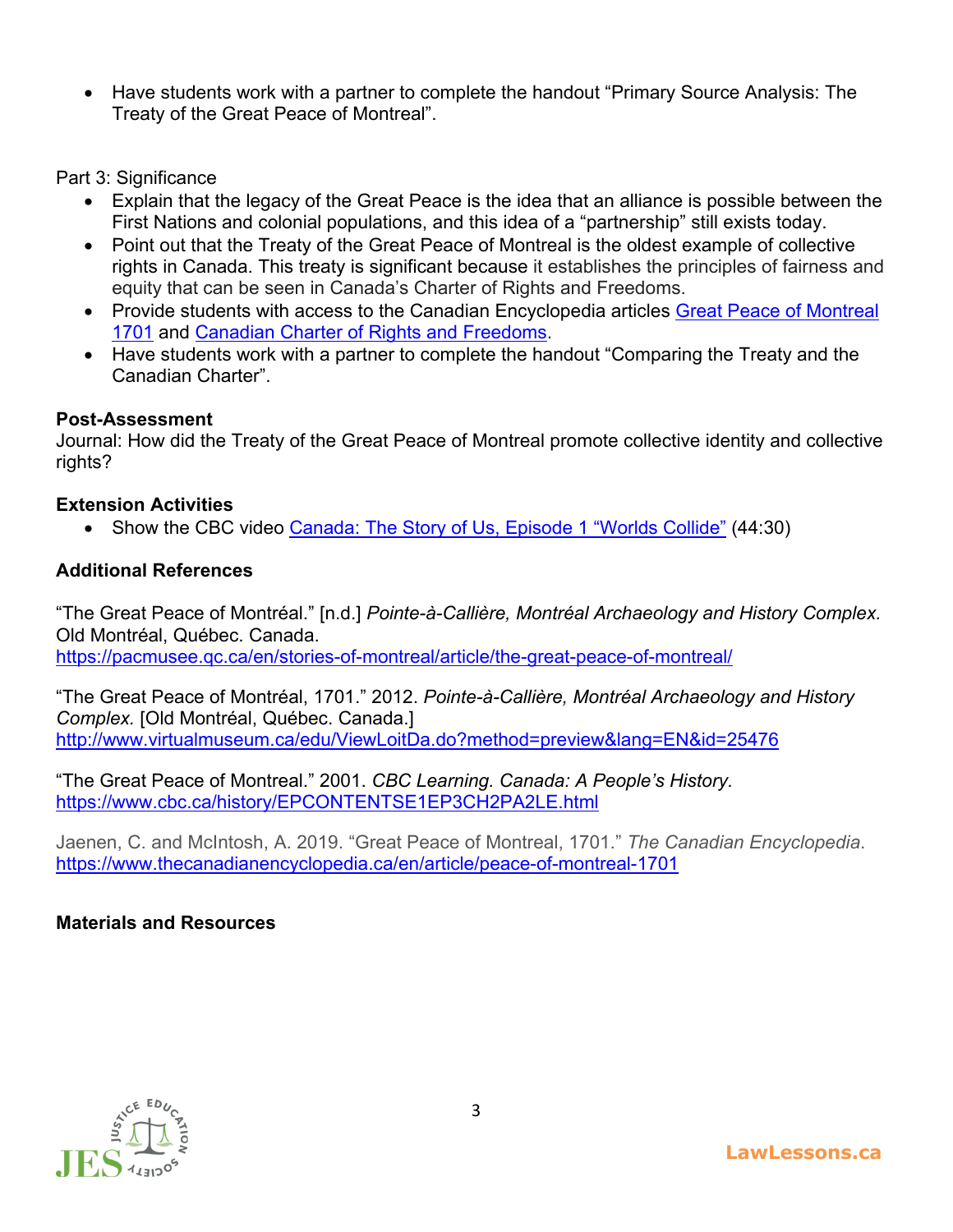- Have students work with a partner to complete the handout "Primary Source Analysis: The Treaty of the Great Peace of Montreal".

Part 3: Significance

- Explain that the legacy of the Great Peace is the idea that an alliance is possible between the First Nations and colonial populations, and this idea of a "partnership" still exists today.
- Point out that the Treaty of the Great Peace of Montreal is the oldest example of collective rights in Canada. This treaty is significant because it establishes the principles of fairness and equity that can be seen in Canada's Charter of Rights and Freedoms.
- Provide students with access to the Canadian Encyclopedia articles [Great Peace of Montreal 1701] and [Canadian Charter of Rights and Freedoms].
- Have students work with a partner to complete the handout "Comparing the Treaty and the Canadian Charter".

**Post-Assessment**
Journal: How did the Treaty of the Great Peace of Montreal promote collective identity and collective rights?

**Extension Activities**

- Show the CBC video [Canada: The Story of Us, Episode 1 "Worlds Collide"] (44:30)

**Additional References**

"The Great Peace of Montréal." [n.d.] *Pointe-à-Callière, Montréal Archaeology and History Complex.* Old Montréal, Québec. Canada.
https://pacmusee.qc.ca/en/stories-of-montreal/article/the-great-peace-of-montreal/

"The Great Peace of Montréal, 1701." 2012. *Pointe-à-Callière, Montréal Archaeology and History Complex.* [Old Montréal, Québec. Canada.]
http://www.virtualmuseum.ca/edu/ViewLoitDa.do?method=preview&lang=EN&id=25476

"The Great Peace of Montreal." 2001. *CBC Learning. Canada: A People's History.*
https://www.cbc.ca/history/EPCONTENTSE1EP3CH2PA2LE.html

Jaenen, C. and McIntosh, A. 2019. "Great Peace of Montreal, 1701." *The Canadian Encyclopedia.*
https://www.thecanadianencyclopedia.ca/en/article/peace-of-montreal-1701

**Materials and Resources**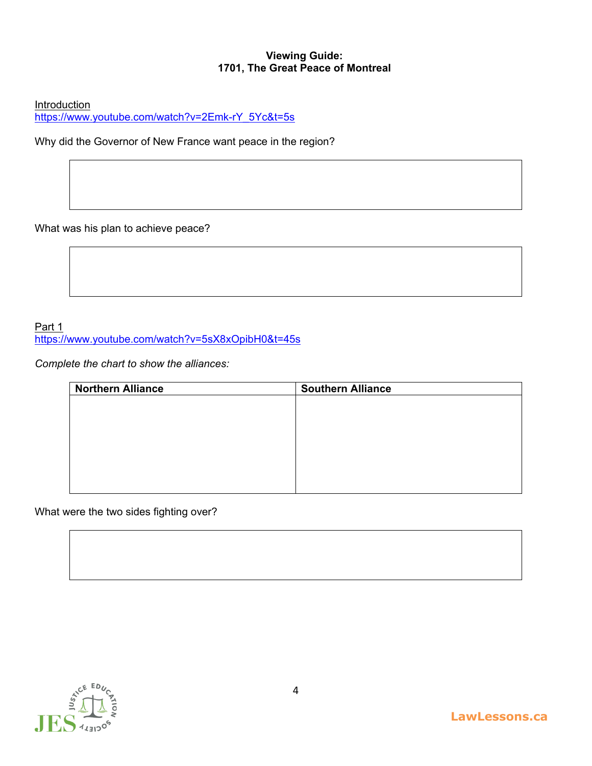**Viewing Guide:**
**1701, The Great Peace of Montreal**

Introduction
https://www.youtube.com/watch?v=2Emk-rY_5Yc&t=5s

Why did the Governor of New France want peace in the region?

What was his plan to achieve peace?

Part 1
https://www.youtube.com/watch?v=5sX8xOpibH0&t=45s

*Complete the chart to show the alliances:*

| Northern Alliance | Southern Alliance |
|---|---|
| | |

What were the two sides fighting over?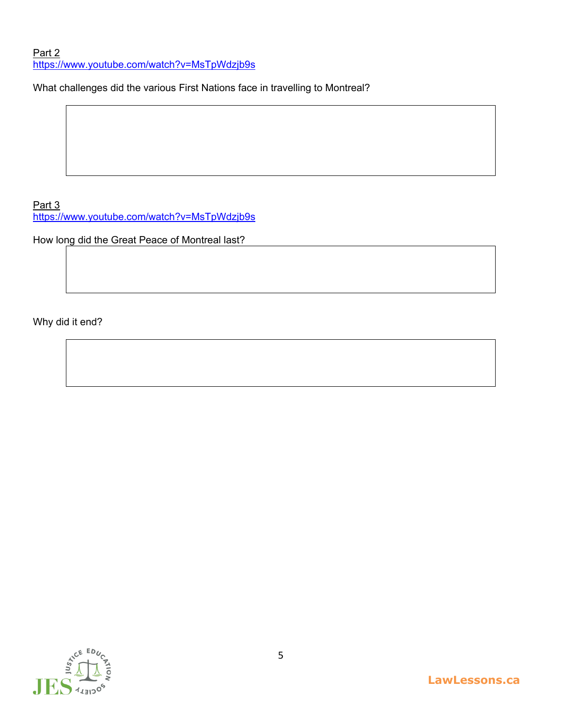Part 2
https://www.youtube.com/watch?v=MsTpWdzjb9s

What challenges did the various First Nations face in travelling to Montreal?

Part 3
https://www.youtube.com/watch?v=MsTpWdzjb9s

How long did the Great Peace of Montreal last?

Why did it end?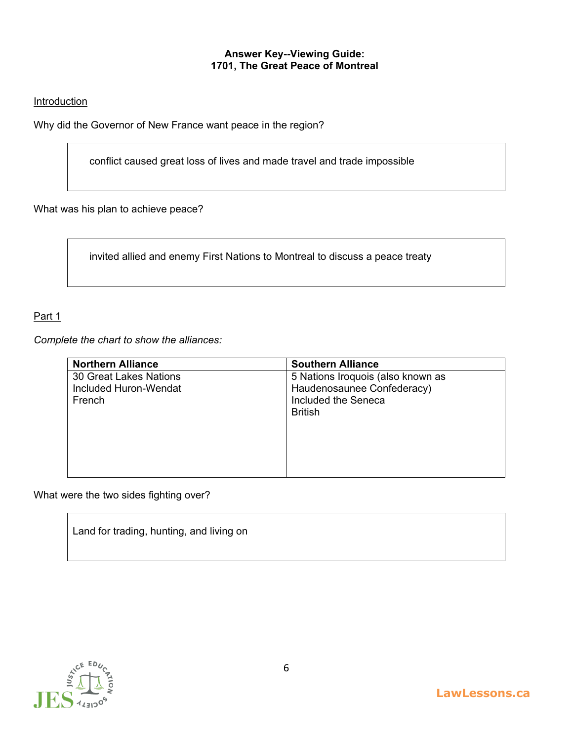**Answer Key--Viewing Guide:**
**1701, The Great Peace of Montreal**

Introduction

Why did the Governor of New France want peace in the region?

> conflict caused great loss of lives and made travel and trade impossible

What was his plan to achieve peace?

> invited allied and enemy First Nations to Montreal to discuss a peace treaty

Part 1

*Complete the chart to show the alliances:*

| Northern Alliance | Southern Alliance |
|---|---|
| 30 Great Lakes Nations<br>Included Huron-Wendat<br>French | 5 Nations Iroquois (also known as Haudenosaunee Confederacy)<br>Included the Seneca<br>British |

What were the two sides fighting over?

> Land for trading, hunting, and living on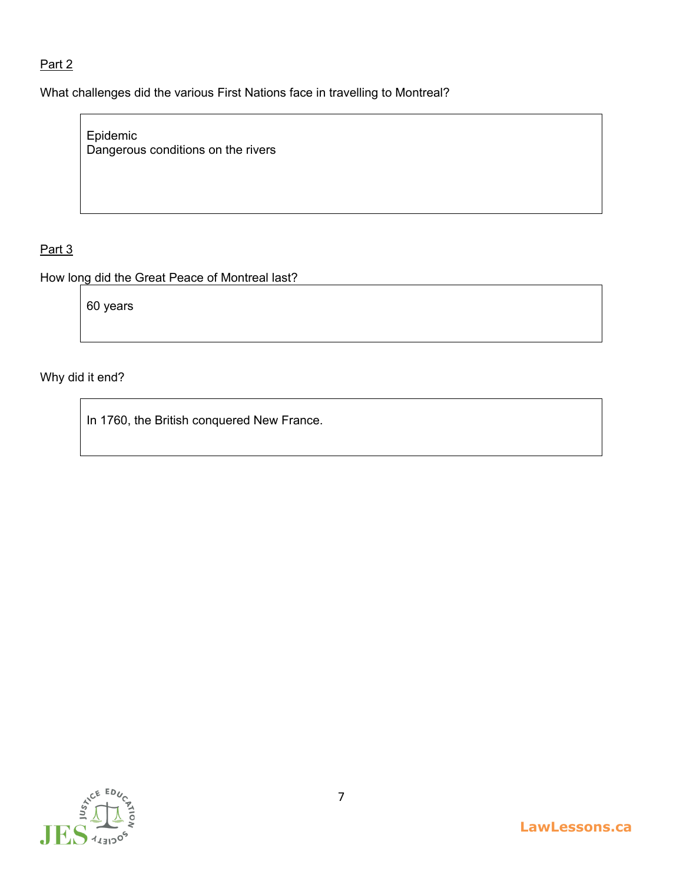Part 2

What challenges did the various First Nations face in travelling to Montreal?

> Epidemic
> Dangerous conditions on the rivers

Part 3

How long did the Great Peace of Montreal last?

> 60 years

Why did it end?

> In 1760, the British conquered New France.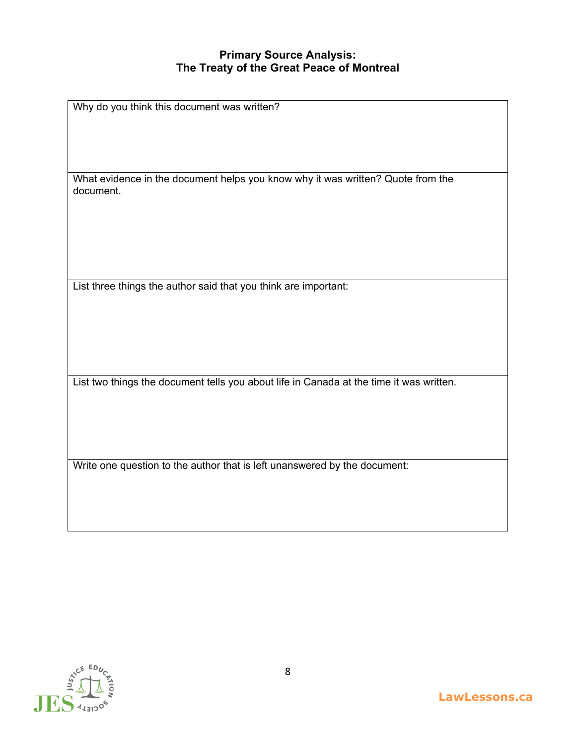**Primary Source Analysis:**
**The Treaty of the Great Peace of Montreal**

| Why do you think this document was written? |
| --- |
| What evidence in the document helps you know why it was written? Quote from the document. |
| List three things the author said that you think are important: |
| List two things the document tells you about life in Canada at the time it was written. |
| Write one question to the author that is left unanswered by the document: |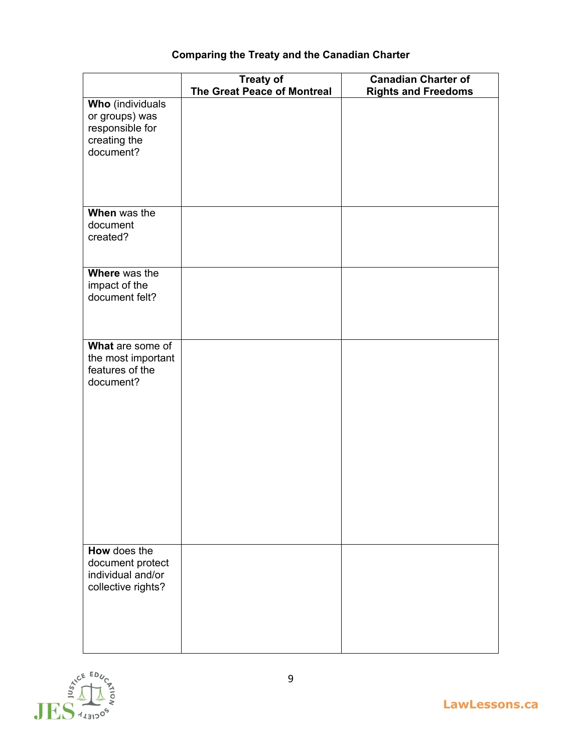## Comparing the Treaty and the Canadian Charter

| | Treaty of The Great Peace of Montreal | Canadian Charter of Rights and Freedoms |
|---|---|---|
| **Who** (individuals or groups) was responsible for creating the document? | | |
| **When** was the document created? | | |
| **Where** was the impact of the document felt? | | |
| **What** are some of the most important features of the document? | | |
| **How** does the document protect individual and/or collective rights? | | |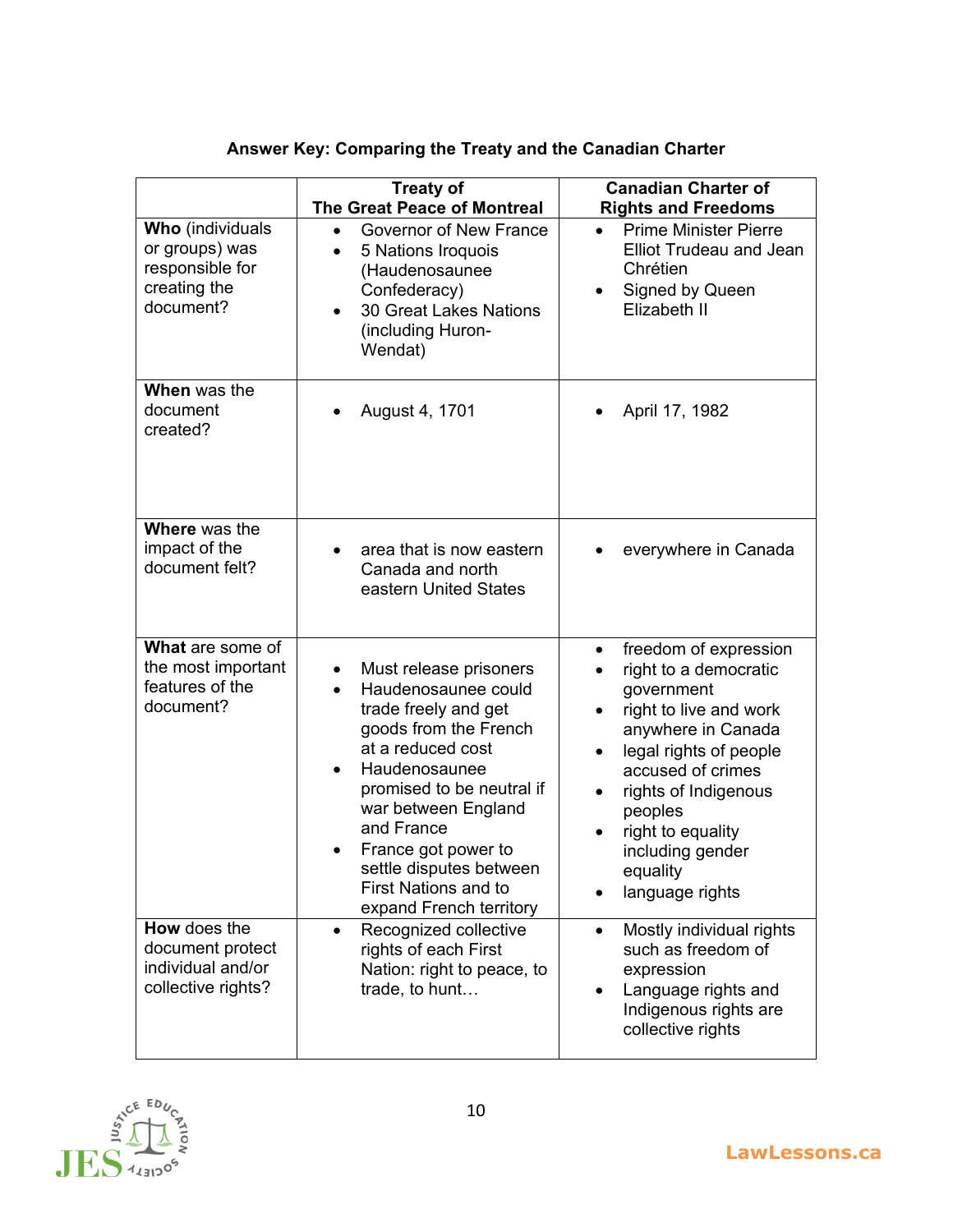**Answer Key: Comparing the Treaty and the Canadian Charter**

| | Treaty of The Great Peace of Montreal | Canadian Charter of Rights and Freedoms |
|---|---|---|
| **Who** (individuals or groups) was responsible for creating the document? | • Governor of New France<br>• 5 Nations Iroquois (Haudenosaunee Confederacy)<br>• 30 Great Lakes Nations (including Huron-Wendat) | • Prime Minister Pierre Elliot Trudeau and Jean Chrétien<br>• Signed by Queen Elizabeth II |
| **When** was the document created? | • August 4, 1701 | • April 17, 1982 |
| **Where** was the impact of the document felt? | • area that is now eastern Canada and north eastern United States | • everywhere in Canada |
| **What** are some of the most important features of the document? | • Must release prisoners<br>• Haudenosaunee could trade freely and get goods from the French at a reduced cost<br>• Haudenosaunee promised to be neutral if war between England and France<br>• France got power to settle disputes between First Nations and to expand French territory | • freedom of expression<br>• right to a democratic government<br>• right to live and work anywhere in Canada<br>• legal rights of people accused of crimes<br>• rights of Indigenous peoples<br>• right to equality including gender equality<br>• language rights |
| **How** does the document protect individual and/or collective rights? | • Recognized collective rights of each First Nation: right to peace, to trade, to hunt… | • Mostly individual rights such as freedom of expression<br>• Language rights and Indigenous rights are collective rights |

LawLessons.ca